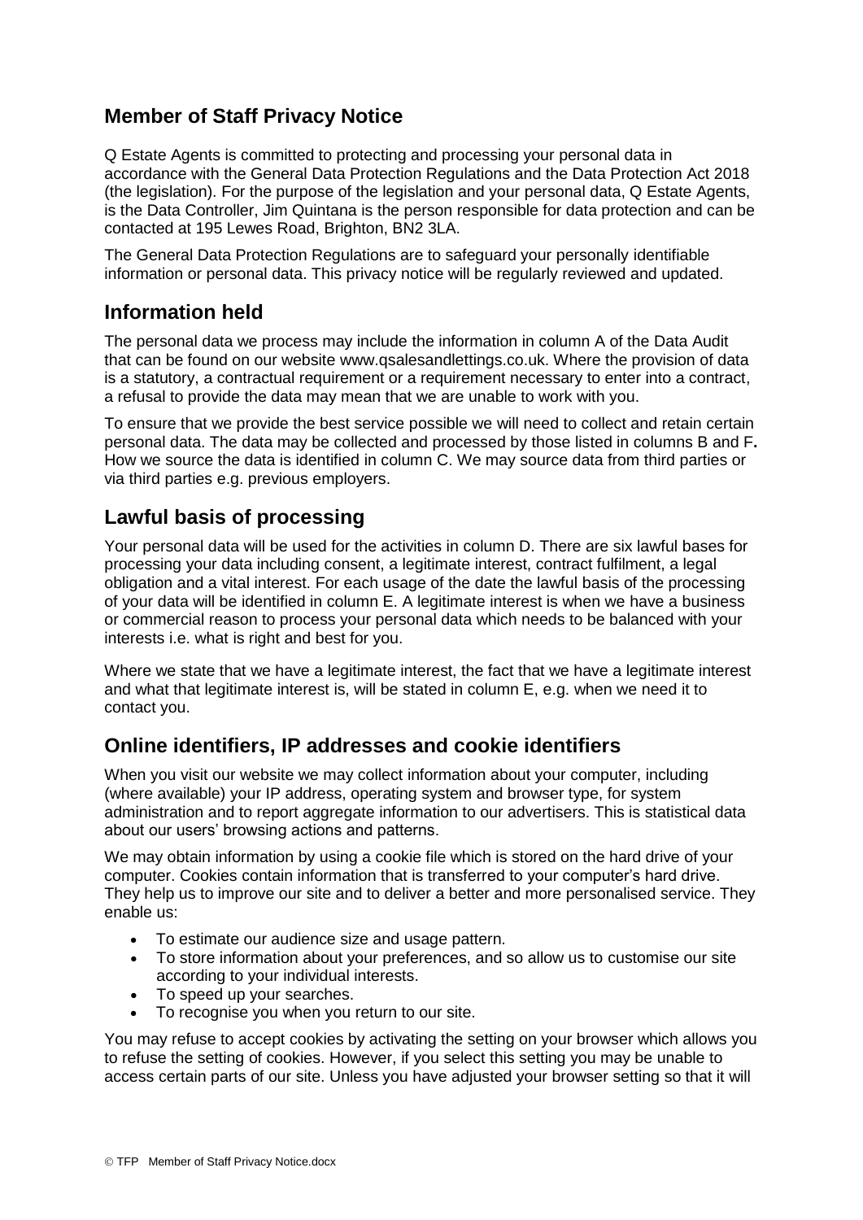## Member of Staff Privacy Notice

Q Estate Agents is committed to protecting and processing your personal data in accordance with the General Data Protection Regulations and the Data Protection Act 2018 (the legislation). For the purpose of the legislation and your personal data, Q Estate Agents, is the Data Controller, Jim Quintana is the person responsible for data protection and can be contacted at 195 Lewes Road, Brighton, BN2 3LA.

The General Data Protection Regulations are to safeguard your personally identifiable information or personal data. This privacy notice will be regularly reviewed and updated.

## Information held

The personal data we process may include the information in column A of the Data Audit that can be found on our website www.qsalesandlettings.co.uk. Where the provision of data is a statutory, a contractual requirement or a requirement necessary to enter into a contract, a refusal to provide the data may mean that we are unable to work with you.

To ensure that we provide the best service possible we will need to collect and retain certain personal data. The data may be collected and processed by those listed in columns B and F**.** How we source the data is identified in column C. We may source data from third parties or via third parties e.g. previous employers.

## Lawful basis of processing

Your personal data will be used for the activities in column D. There are six lawful bases for processing your data including consent, a legitimate interest, contract fulfilment, a legal obligation and a vital interest. For each usage of the date the lawful basis of the processing of your data will be identified in column E. A legitimate interest is when we have a business or commercial reason to process your personal data which needs to be balanced with your interests i.e. what is right and best for you.

Where we state that we have a legitimate interest, the fact that we have a legitimate interest and what that legitimate interest is, will be stated in column E, e.g. when we need it to contact you.

## Online identifiers, IP addresses and cookie identifiers

When you visit our website we may collect information about your computer, including (where available) your IP address, operating system and browser type, for system administration and to report aggregate information to our advertisers. This is statistical data about our users' browsing actions and patterns.

We may obtain information by using a cookie file which is stored on the hard drive of your computer. Cookies contain information that is transferred to your computer's hard drive. They help us to improve our site and to deliver a better and more personalised service. They enable us:

- To estimate our audience size and usage pattern.
- To store information about your preferences, and so allow us to customise our site according to your individual interests.
- To speed up your searches.
- To recognise you when you return to our site.

You may refuse to accept cookies by activating the setting on your browser which allows you to refuse the setting of cookies. However, if you select this setting you may be unable to access certain parts of our site. Unless you have adjusted your browser setting so that it will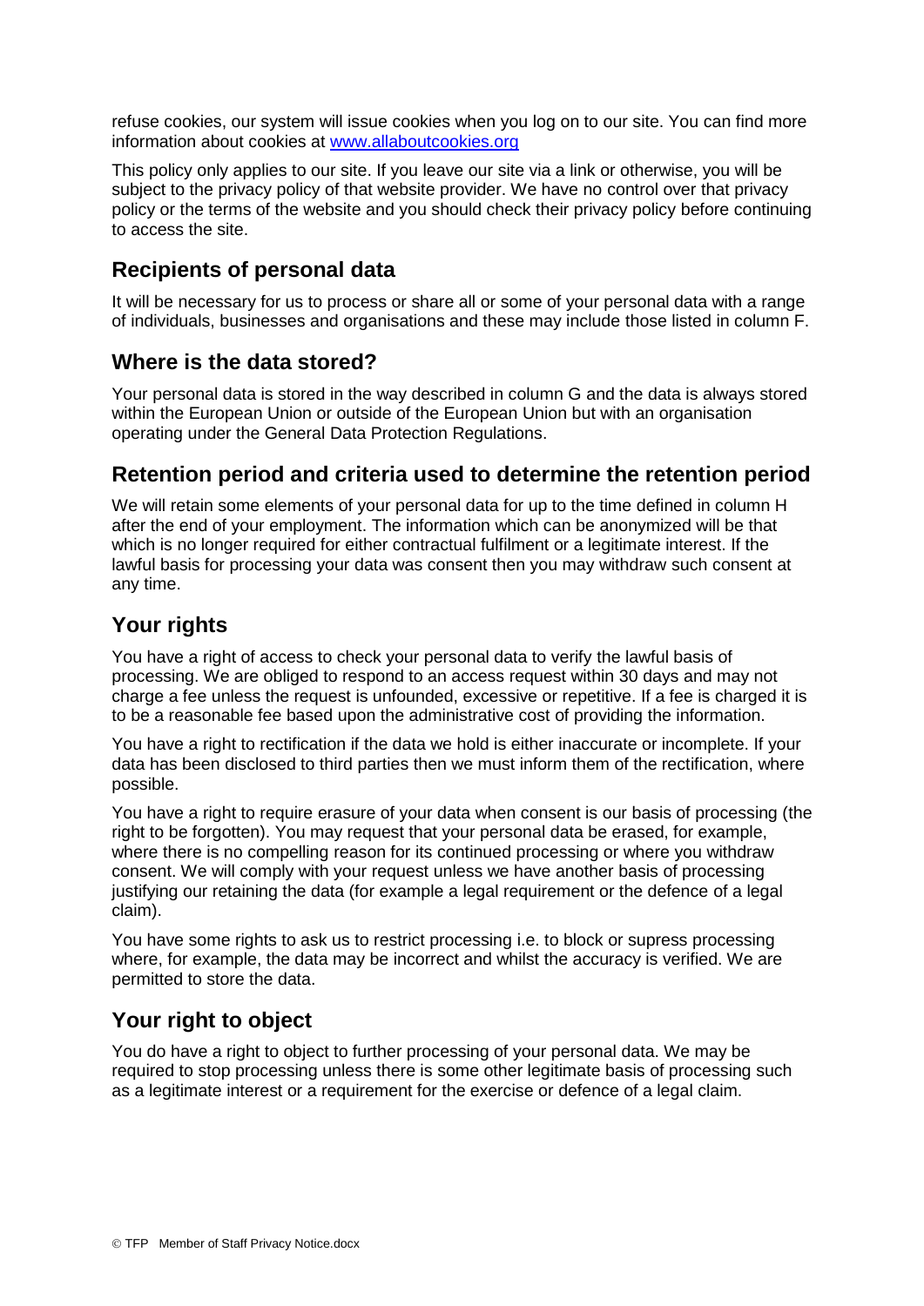refuse cookies, our system will issue cookies when you log on to our site. You can find more information about cookies at [www.allaboutcookies.org](http://www.allaboutcookies.org)

This policy only applies to our site. If you leave our site via a link or otherwise, you will be subject to the privacy policy of that website provider. We have no control over that privacy policy or the terms of the website and you should check their privacy policy before continuing to access the site.

## Recipients of personal data

It will be necessary for us to process or share all or some of your personal data with a range of individuals, businesses and organisations and these may include those listed in column F.

## Where is the data stored?

Your personal data is stored in the way described in column G and the data is always stored within the European Union or outside of the European Union but with an organisation operating under the General Data Protection Regulations.

## Retention period and criteria used to determine the retention period

We will retain some elements of your personal data for up to the time defined in column H after the end of your employment. The information which can be anonymized will be that which is no longer required for either contractual fulfilment or a legitimate interest. If the lawful basis for processing your data was consent then you may withdraw such consent at any time.

## Your rights

You have a right of access to check your personal data to verify the lawful basis of processing. We are obliged to respond to an access request within 30 days and may not charge a fee unless the request is unfounded, excessive or repetitive. If a fee is charged it is to be a reasonable fee based upon the administrative cost of providing the information.

You have a right to rectification if the data we hold is either inaccurate or incomplete. If your data has been disclosed to third parties then we must inform them of the rectification, where possible.

You have a right to require erasure of your data when consent is our basis of processing (the right to be forgotten). You may request that your personal data be erased, for example, where there is no compelling reason for its continued processing or where you withdraw consent. We will comply with your request unless we have another basis of processing justifying our retaining the data (for example a legal requirement or the defence of a legal claim).

You have some rights to ask us to restrict processing i.e. to block or supress processing where, for example, the data may be incorrect and whilst the accuracy is verified. We are permitted to store the data.

## Your right to object

You do have a right to object to further processing of your personal data. We may be required to stop processing unless there is some other legitimate basis of processing such as a legitimate interest or a requirement for the exercise or defence of a legal claim.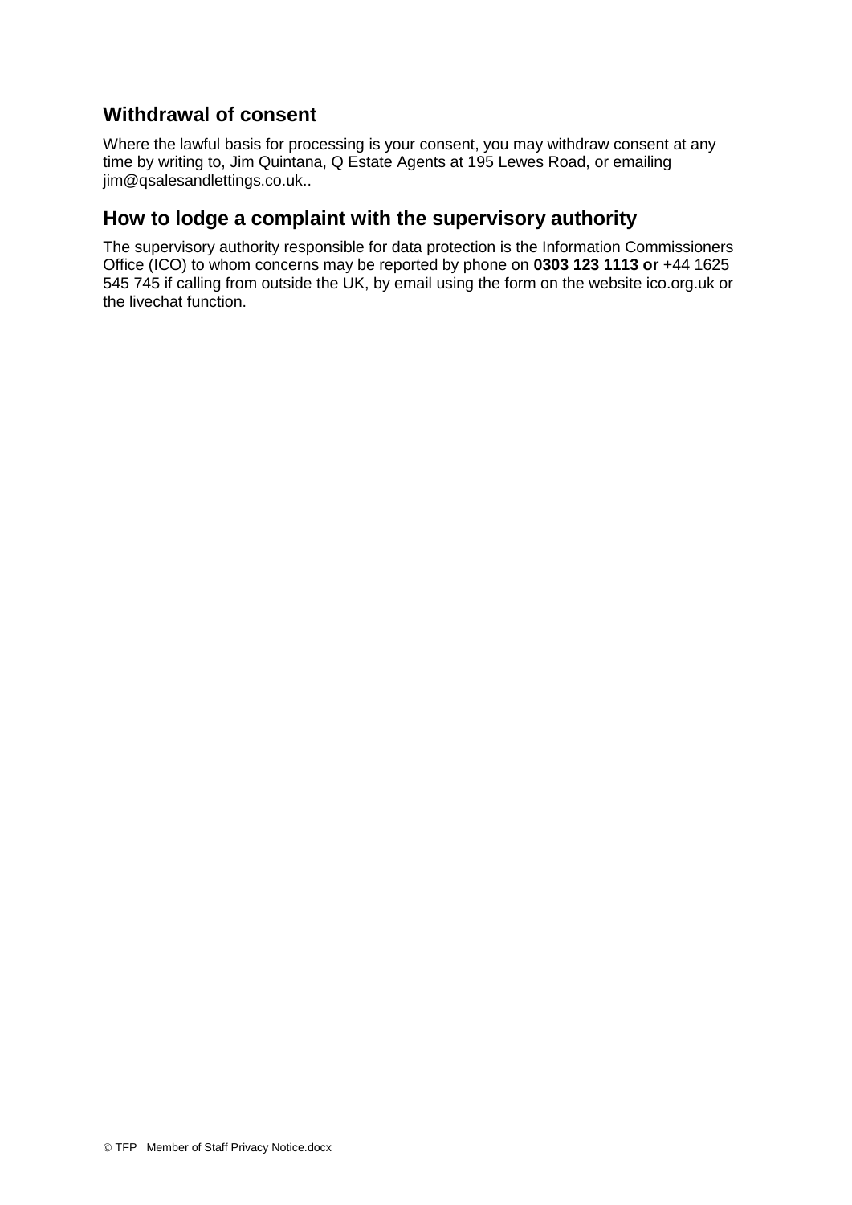## Withdrawal of consent

Where the lawful basis for processing is your consent, you may withdraw consent at any time by writing to, Jim Quintana, Q Estate Agents at 195 Lewes Road, or emailing jim@qsalesandlettings.co.uk..

## How to lodge a complaint with the supervisory authority

The supervisory authority responsible for data protection is the Information Commissioners Office (ICO) to whom concerns may be reported by phone on **0303 123 1113 or** +44 1625 545 745 if calling from outside the UK, by email using the form on the website ico.org.uk or the livechat function.